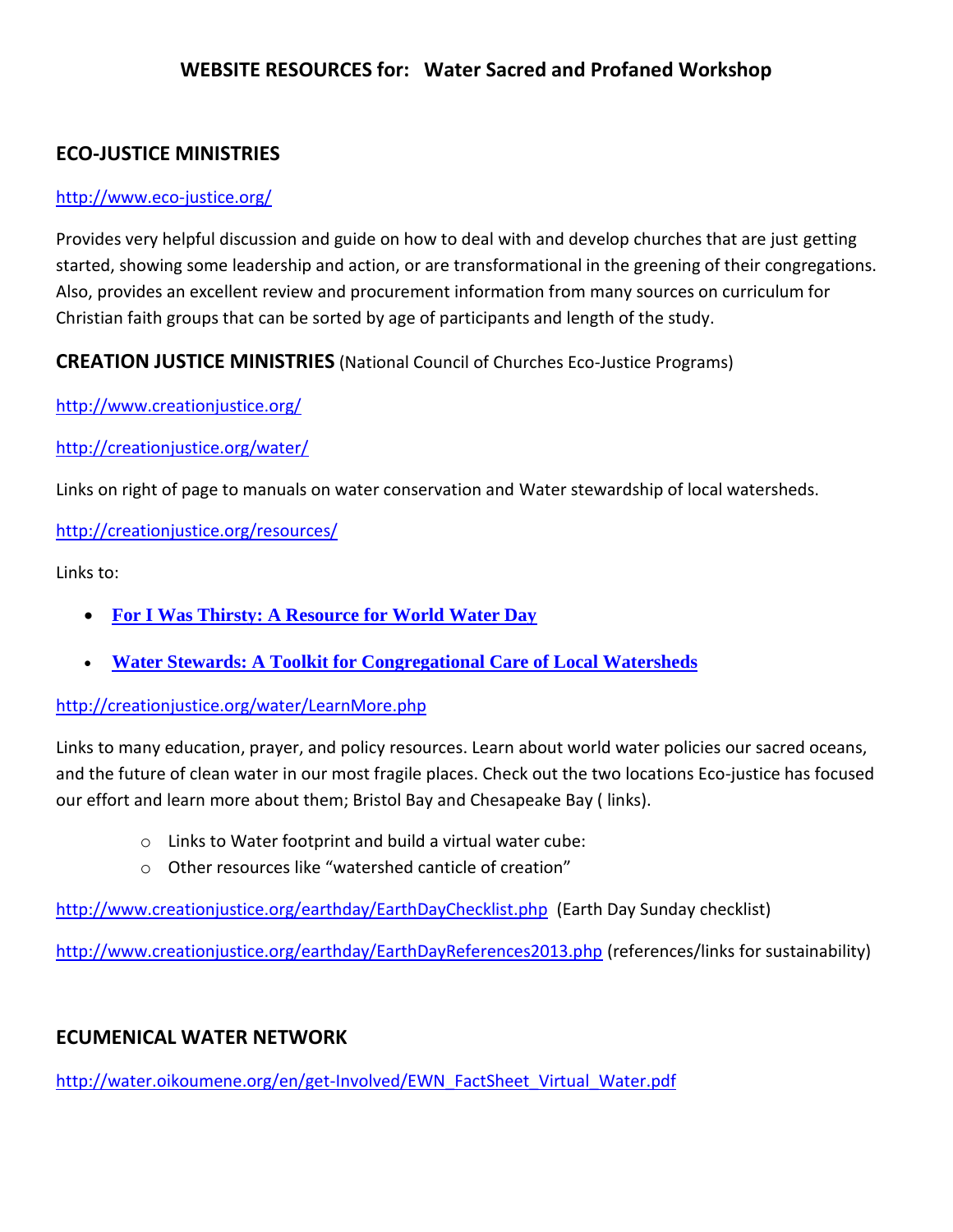# WEBSITE RESOURCES for: Water Sacred and Profaned Workshop

## ECO-JUSTICE MINISTRIES

http://www.eco-justice.org/

Provides very helpful discussion and guide on how to deal with and develop churches that are just getting started, showing some leadership and action, or are transformational in the greening of their congregations. Also, provides an excellent review and procurement information from many sources on curriculum for Christian faith groups that can be sorted by age of participants and length of the study.

## CREATION JUSTICE MINISTRIES (National Council of Churches Eco-Justice Programs)

http://www.creationjustice.org/

http://creationjustice.org/water/

Links on right of page to manuals on water conservation and Water stewardship of local watersheds.

http://creationjustice.org/resources/

Links to:

- **For I Was Thirsty: A Resource for World Water Day**
- **Water Stewards: A Toolkit for Congregational Care of Local Watersheds**

http://creationjustice.org/water/LearnMore.php

Links to many education, prayer, and policy resources. Learn about world water policies our sacred oceans, and the future of clean water in our most fragile places. Check out the two locations Eco-justice has focused our effort and learn more about them; Bristol Bay and Chesapeake Bay ( links).

- Links to Water footprint and build a virtual water cube:
- Other resources like "watershed canticle of creation"

http://www.creationjustice.org/earthday/EarthDayChecklist.php (Earth Day Sunday checklist)

http://www.creationjustice.org/earthday/EarthDayReferences2013.php (references/links for sustainability)

## ECUMENICAL WATER NETWORK

http://water.oikoumene.org/en/get-Involved/EWN_FactSheet_Virtual_Water.pdf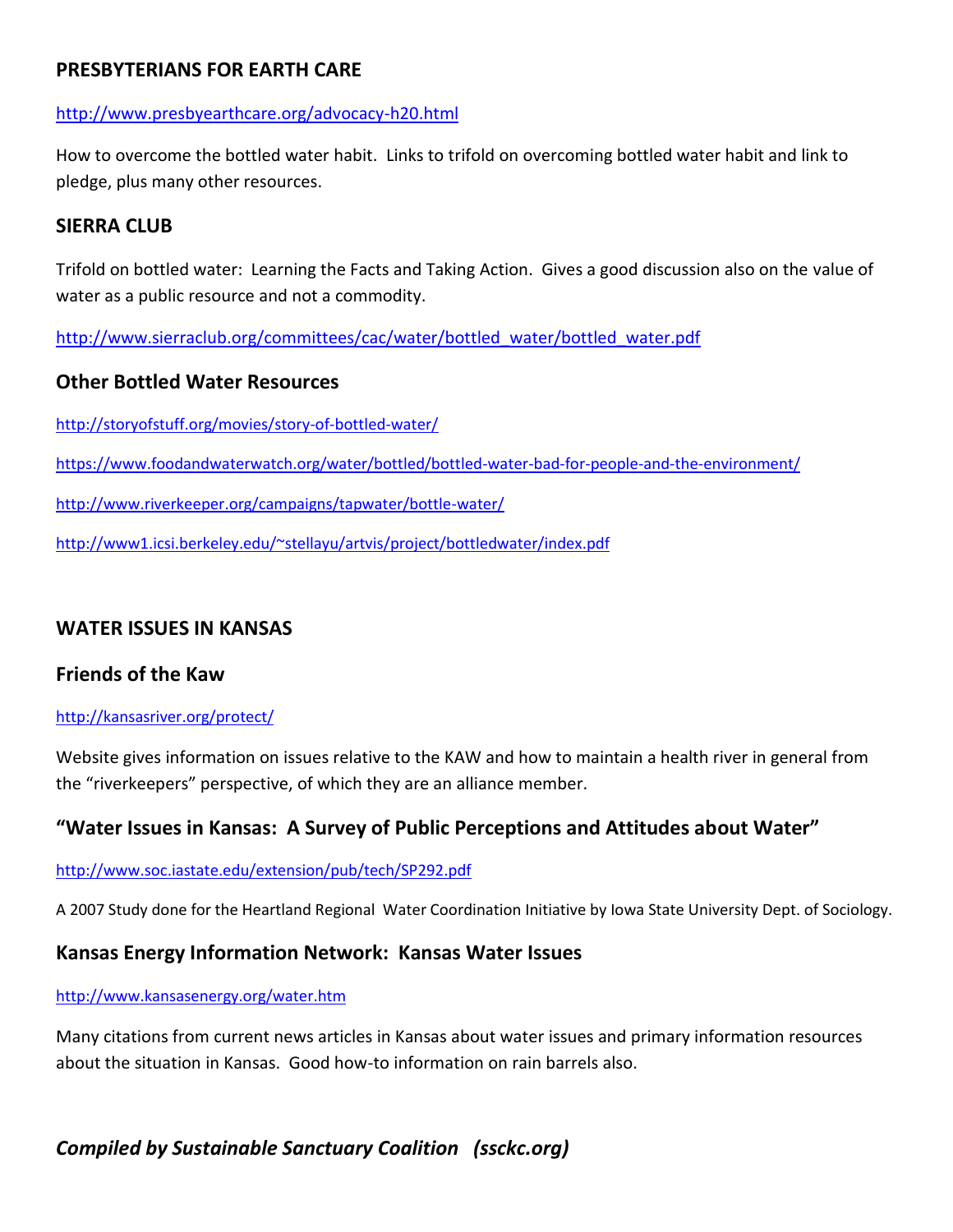## PRESBYTERIANS FOR EARTH CARE

http://www.presbyearthcare.org/advocacy-h20.html

How to overcome the bottled water habit. Links to trifold on overcoming bottled water habit and link to pledge, plus many other resources.

## SIERRA CLUB

Trifold on bottled water: Learning the Facts and Taking Action. Gives a good discussion also on the value of water as a public resource and not a commodity.

http://www.sierraclub.org/committees/cac/water/bottled_water/bottled_water.pdf

## Other Bottled Water Resources

http://storyofstuff.org/movies/story-of-bottled-water/

https://www.foodandwaterwatch.org/water/bottled/bottled-water-bad-for-people-and-the-environment/

http://www.riverkeeper.org/campaigns/tapwater/bottle-water/

http://www1.icsi.berkeley.edu/~stellayu/artvis/project/bottledwater/index.pdf

## WATER ISSUES IN KANSAS

## Friends of the Kaw

http://kansasriver.org/protect/

Website gives information on issues relative to the KAW and how to maintain a health river in general from the "riverkeepers" perspective, of which they are an alliance member.

## "Water Issues in Kansas: A Survey of Public Perceptions and Attitudes about Water"

http://www.soc.iastate.edu/extension/pub/tech/SP292.pdf

A 2007 Study done for the Heartland Regional Water Coordination Initiative by Iowa State University Dept. of Sociology.

## Kansas Energy Information Network: Kansas Water Issues

http://www.kansasenergy.org/water.htm

Many citations from current news articles in Kansas about water issues and primary information resources about the situation in Kansas. Good how-to information on rain barrels also.

***Compiled by Sustainable Sanctuary Coalition (ssckc.org)***